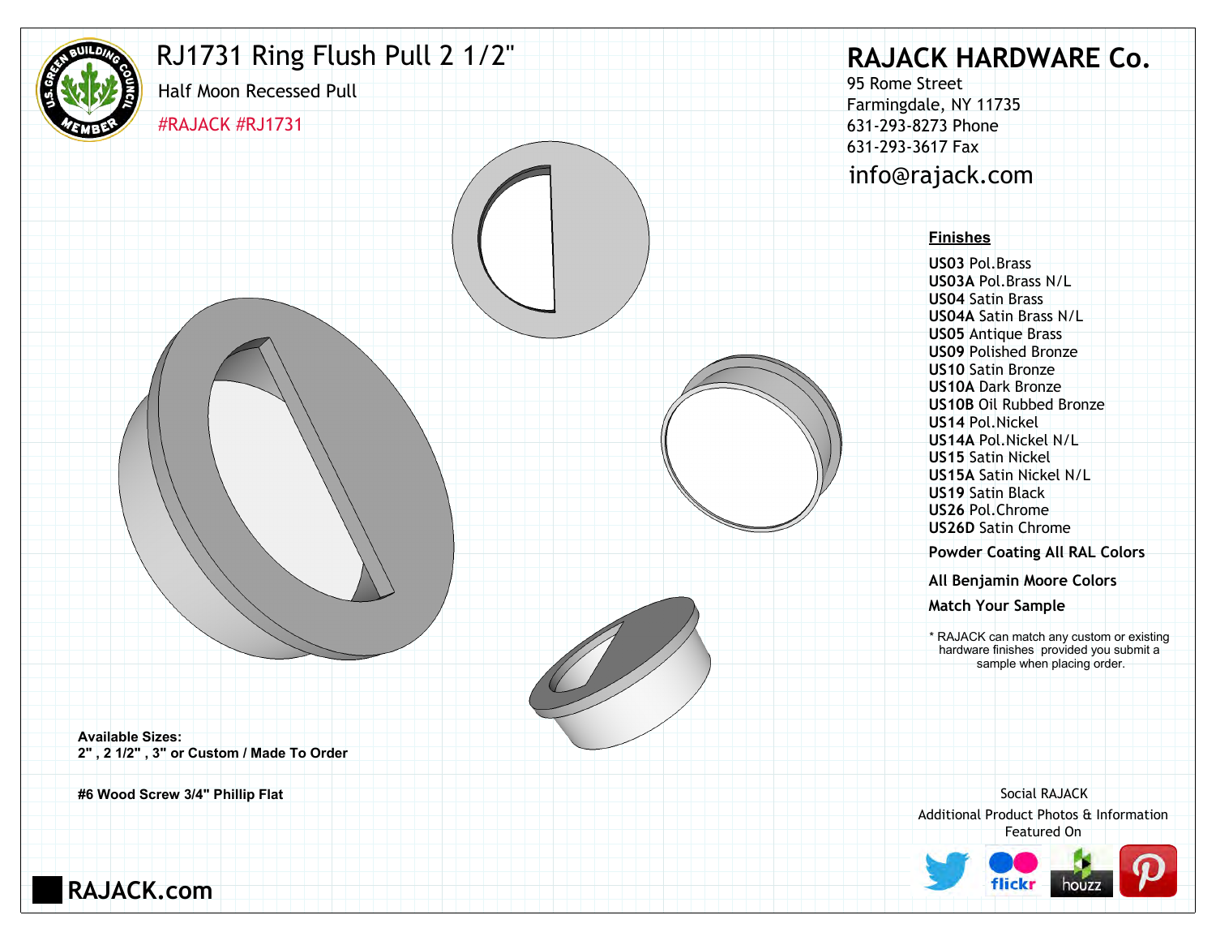# RJ1731 Ring Flush Pull 2 1/2"

Half Moon Recessed Pull

#RAJACK #RJ1731

## RAJACK HARDWARE Co.

95 Rome Street
Farmingdale, NY 11735
631-293-8273 Phone
631-293-3617 Fax
info@rajack.com

**Finishes**

**US03** Pol.Brass
**US03A** Pol.Brass N/L
**US04** Satin Brass
**US04A** Satin Brass N/L
**US05** Antique Brass
**US09** Polished Bronze
**US10** Satin Bronze
**US10A** Dark Bronze
**US10B** Oil Rubbed Bronze
**US14** Pol.Nickel
**US14A** Pol.Nickel N/L
**US15** Satin Nickel
**US15A** Satin Nickel N/L
**US19** Satin Black
**US26** Pol.Chrome
**US26D** Satin Chrome

**Powder Coating All RAL Colors**

**All Benjamin Moore Colors**

**Match Your Sample**

* RAJACK can match any custom or existing hardware finishes provided you submit a sample when placing order.

**Available Sizes:**
**2" , 2 1/2" , 3" or Custom / Made To Order**

**#6 Wood Screw 3/4" Phillip Flat**

Social RAJACK
Additional Product Photos & Information Featured On

**RAJACK.com**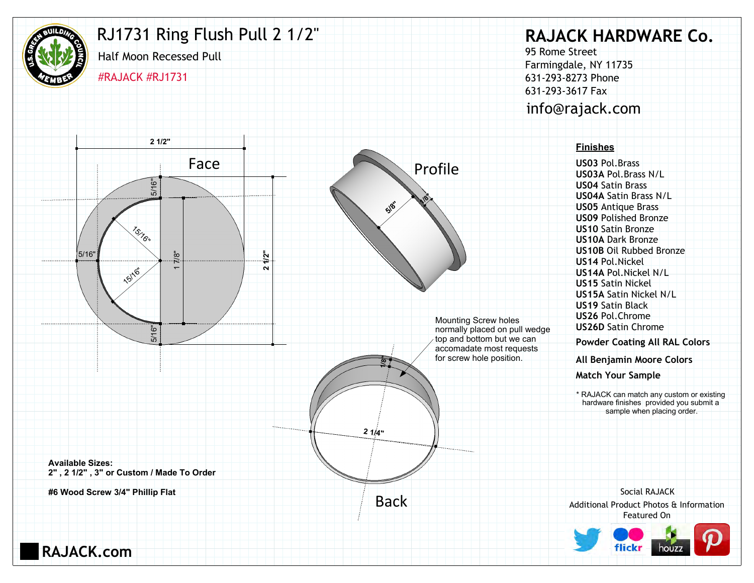# RJ1731 Ring Flush Pull 2 1/2"

Half Moon Recessed Pull

#RAJACK #RJ1731

## RAJACK HARDWARE Co.

95 Rome Street
Farmingdale, NY 11735
631-293-8273 Phone
631-293-3617 Fax
info@rajack.com

Face

2 1/2"

5/16"

15/16"

15/16"

5/16"

1 7/8"

2 1/2"

5/16"

Profile

5/8"

1/8"

Back

1/8"

2 1/4"

Mounting Screw holes normally placed on pull wedge top and bottom but we can accomadate most requests for screw hole position.

**Finishes**

**US03** Pol.Brass
**US03A** Pol.Brass N/L
**US04** Satin Brass
**US04A** Satin Brass N/L
**US05** Antique Brass
**US09** Polished Bronze
**US10** Satin Bronze
**US10A** Dark Bronze
**US10B** Oil Rubbed Bronze
**US14** Pol.Nickel
**US14A** Pol.Nickel N/L
**US15** Satin Nickel
**US15A** Satin Nickel N/L
**US19** Satin Black
**US26** Pol.Chrome
**US26D** Satin Chrome

**Powder Coating All RAL Colors**

**All Benjamin Moore Colors**

**Match Your Sample**

* RAJACK can match any custom or existing hardware finishes provided you submit a sample when placing order.

**Available Sizes:**
**2" , 2 1/2" , 3" or Custom / Made To Order**

**#6 Wood Screw 3/4" Phillip Flat**

Social RAJACK
Additional Product Photos & Information Featured On

**RAJACK.com**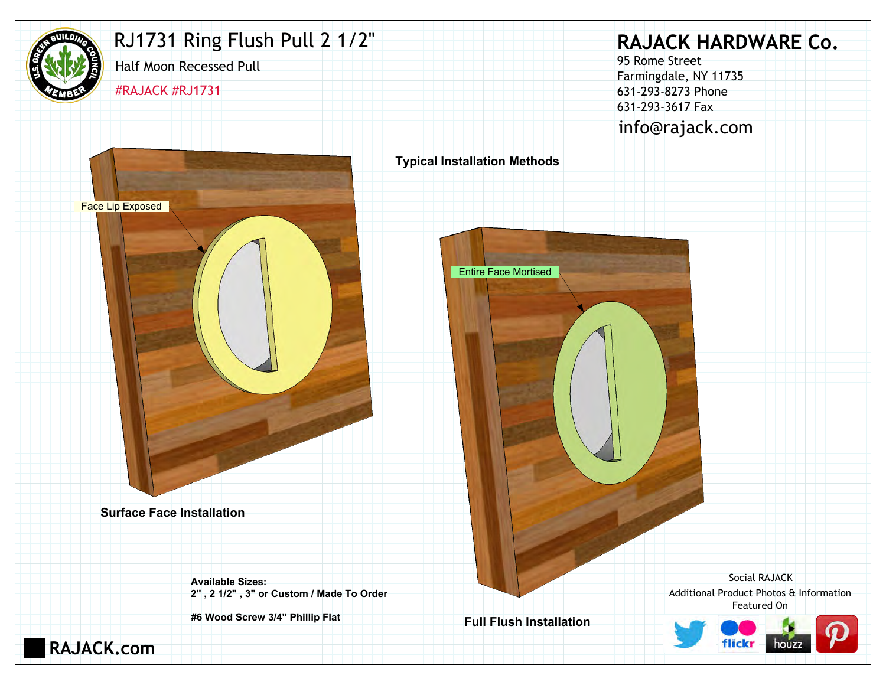# RJ1731 Ring Flush Pull 2 1/2"

Half Moon Recessed Pull

#RAJACK #RJ1731

## RAJACK HARDWARE Co.

95 Rome Street
Farmingdale, NY 11735
631-293-8273 Phone
631-293-3617 Fax
info@rajack.com

**Typical Installation Methods**

Face Lip Exposed

**Surface Face Installation**

Entire Face Mortised

**Full Flush Installation**

**Available Sizes:**
**2" , 2 1/2" , 3" or Custom / Made To Order**

**#6 Wood Screw 3/4" Phillip Flat**

Social RAJACK
Additional Product Photos & Information
Featured On

RAJACK.com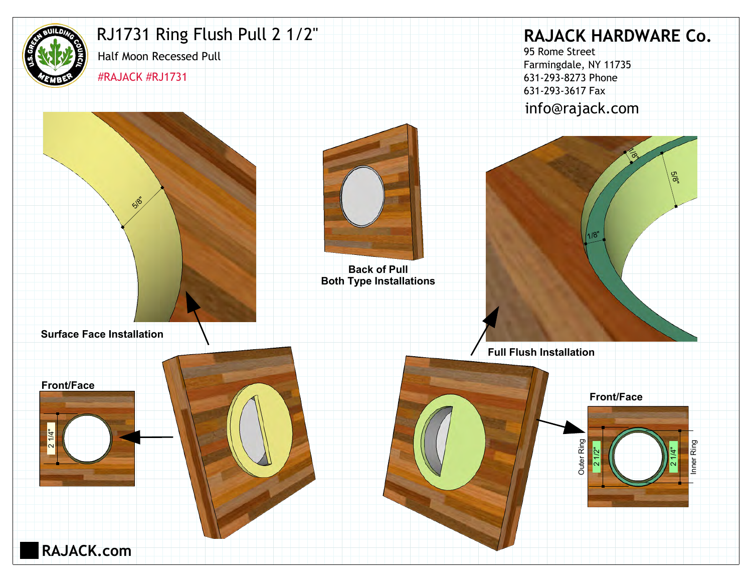# RJ1731 Ring Flush Pull 2 1/2"

Half Moon Recessed Pull

#RAJACK #RJ1731

## RAJACK HARDWARE Co.

95 Rome Street
Farmingdale, NY 11735
631-293-8273 Phone
631-293-3617 Fax
info@rajack.com

5/8"

**Surface Face Installation**

**Back of Pull**
**Both Type Installations**

1/8"

5/8"

1/8"

**Full Flush Installation**

**Front/Face**

2 1/4"

**Front/Face**

Outer Ring

2 1/2"

2 1/4"

Inner Ring

RAJACK.com